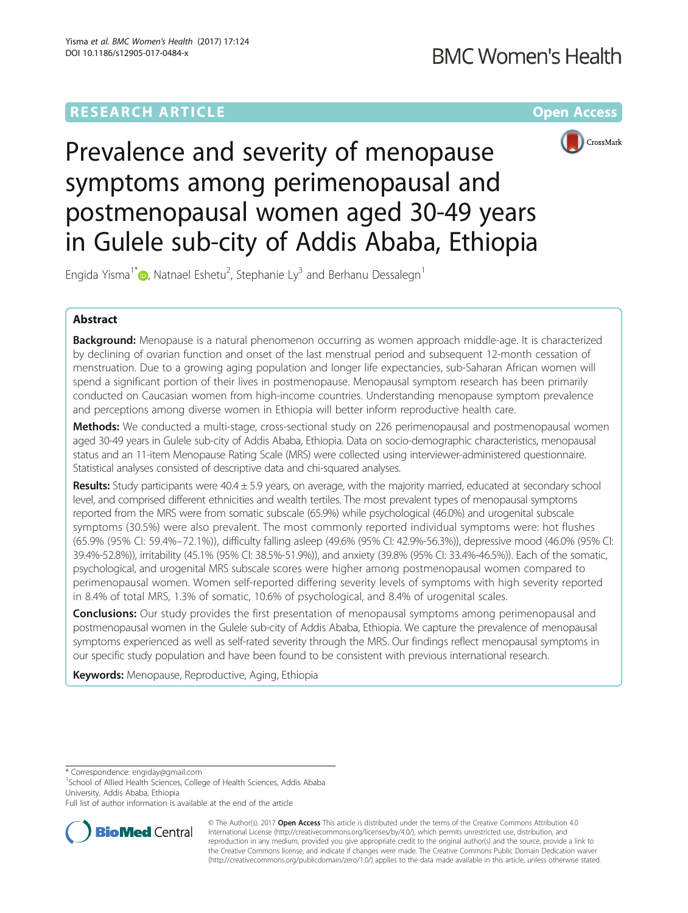RESEARCH ARTICLE

Open Access

# Prevalence and severity of menopause symptoms among perimenopausal and postmenopausal women aged 30-49 years in Gulele sub-city of Addis Ababa, Ethiopia

Engida Yisma[1*], Natnael Eshetu[2], Stephanie Ly[3] and Berhanu Dessalegn[1]

## Abstract

**Background:** Menopause is a natural phenomenon occurring as women approach middle-age. It is characterized by declining of ovarian function and onset of the last menstrual period and subsequent 12-month cessation of menstruation. Due to a growing aging population and longer life expectancies, sub-Saharan African women will spend a significant portion of their lives in postmenopause. Menopausal symptom research has been primarily conducted on Caucasian women from high-income countries. Understanding menopause symptom prevalence and perceptions among diverse women in Ethiopia will better inform reproductive health care.

**Methods:** We conducted a multi-stage, cross-sectional study on 226 perimenopausal and postmenopausal women aged 30-49 years in Gulele sub-city of Addis Ababa, Ethiopia. Data on socio-demographic characteristics, menopausal status and an 11-item Menopause Rating Scale (MRS) were collected using interviewer-administered questionnaire. Statistical analyses consisted of descriptive data and chi-squared analyses.

**Results:** Study participants were 40.4 ± 5.9 years, on average, with the majority married, educated at secondary school level, and comprised different ethnicities and wealth tertiles. The most prevalent types of menopausal symptoms reported from the MRS were from somatic subscale (65.9%) while psychological (46.0%) and urogenital subscale symptoms (30.5%) were also prevalent. The most commonly reported individual symptoms were: hot flushes (65.9% (95% CI: 59.4%–72.1%)), difficulty falling asleep (49.6% (95% CI: 42.9%-56.3%)), depressive mood (46.0% (95% CI: 39.4%-52.8%)), irritability (45.1% (95% CI: 38.5%-51.9%)), and anxiety (39.8% (95% CI: 33.4%-46.5%)). Each of the somatic, psychological, and urogenital MRS subscale scores were higher among postmenopausal women compared to perimenopausal women. Women self-reported differing severity levels of symptoms with high severity reported in 8.4% of total MRS, 1.3% of somatic, 10.6% of psychological, and 8.4% of urogenital scales.

**Conclusions:** Our study provides the first presentation of menopausal symptoms among perimenopausal and postmenopausal women in the Gulele sub-city of Addis Ababa, Ethiopia. We capture the prevalence of menopausal symptoms experienced as well as self-rated severity through the MRS. Our findings reflect menopausal symptoms in our specific study population and have been found to be consistent with previous international research.

**Keywords:** Menopause, Reproductive, Aging, Ethiopia

---

\* Correspondence: engiday@gmail.com
[1]School of Allied Health Sciences, College of Health Sciences, Addis Ababa University, Addis Ababa, Ethiopia
Full list of author information is available at the end of the article

© The Author(s). 2017 **Open Access** This article is distributed under the terms of the Creative Commons Attribution 4.0 International License (http://creativecommons.org/licenses/by/4.0/), which permits unrestricted use, distribution, and reproduction in any medium, provided you give appropriate credit to the original author(s) and the source, provide a link to the Creative Commons license, and indicate if changes were made. The Creative Commons Public Domain Dedication waiver (http://creativecommons.org/publicdomain/zero/1.0/) applies to the data made available in this article, unless otherwise stated.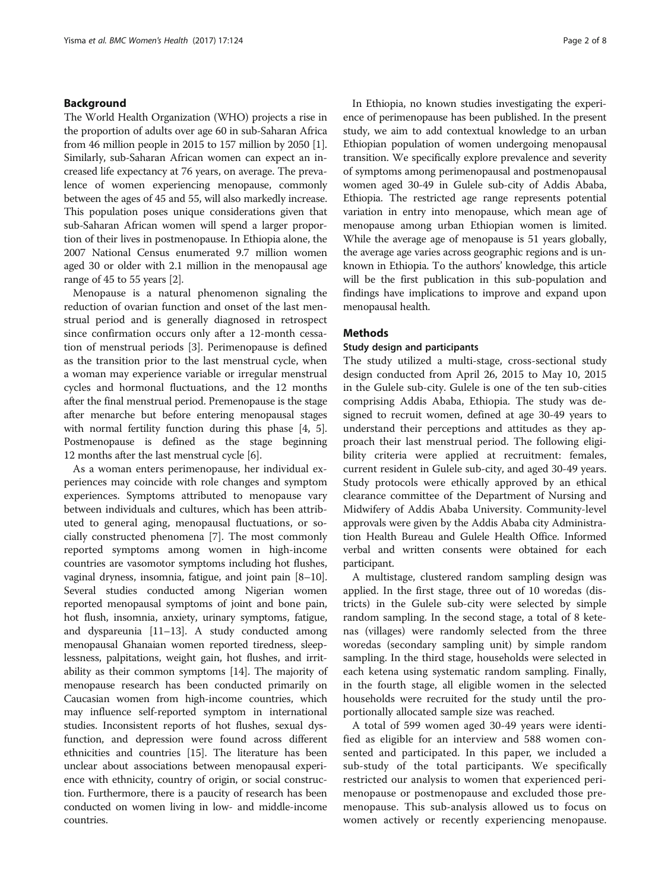## Background

The World Health Organization (WHO) projects a rise in the proportion of adults over age 60 in sub-Saharan Africa from 46 million people in 2015 to 157 million by 2050 [1]. Similarly, sub-Saharan African women can expect an increased life expectancy at 76 years, on average. The prevalence of women experiencing menopause, commonly between the ages of 45 and 55, will also markedly increase. This population poses unique considerations given that sub-Saharan African women will spend a larger proportion of their lives in postmenopause. In Ethiopia alone, the 2007 National Census enumerated 9.7 million women aged 30 or older with 2.1 million in the menopausal age range of 45 to 55 years [2].

Menopause is a natural phenomenon signaling the reduction of ovarian function and onset of the last menstrual period and is generally diagnosed in retrospect since confirmation occurs only after a 12-month cessation of menstrual periods [3]. Perimenopause is defined as the transition prior to the last menstrual cycle, when a woman may experience variable or irregular menstrual cycles and hormonal fluctuations, and the 12 months after the final menstrual period. Premenopause is the stage after menarche but before entering menopausal stages with normal fertility function during this phase [4, 5]. Postmenopause is defined as the stage beginning 12 months after the last menstrual cycle [6].

As a woman enters perimenopause, her individual experiences may coincide with role changes and symptom experiences. Symptoms attributed to menopause vary between individuals and cultures, which has been attributed to general aging, menopausal fluctuations, or socially constructed phenomena [7]. The most commonly reported symptoms among women in high-income countries are vasomotor symptoms including hot flushes, vaginal dryness, insomnia, fatigue, and joint pain [8–10]. Several studies conducted among Nigerian women reported menopausal symptoms of joint and bone pain, hot flush, insomnia, anxiety, urinary symptoms, fatigue, and dyspareunia [11–13]. A study conducted among menopausal Ghanaian women reported tiredness, sleeplessness, palpitations, weight gain, hot flushes, and irritability as their common symptoms [14]. The majority of menopause research has been conducted primarily on Caucasian women from high-income countries, which may influence self-reported symptom in international studies. Inconsistent reports of hot flushes, sexual dysfunction, and depression were found across different ethnicities and countries [15]. The literature has been unclear about associations between menopausal experience with ethnicity, country of origin, or social construction. Furthermore, there is a paucity of research has been conducted on women living in low- and middle-income countries.

In Ethiopia, no known studies investigating the experience of perimenopause has been published. In the present study, we aim to add contextual knowledge to an urban Ethiopian population of women undergoing menopausal transition. We specifically explore prevalence and severity of symptoms among perimenopausal and postmenopausal women aged 30-49 in Gulele sub-city of Addis Ababa, Ethiopia. The restricted age range represents potential variation in entry into menopause, which mean age of menopause among urban Ethiopian women is limited. While the average age of menopause is 51 years globally, the average age varies across geographic regions and is unknown in Ethiopia. To the authors' knowledge, this article will be the first publication in this sub-population and findings have implications to improve and expand upon menopausal health.

## Methods

### Study design and participants

The study utilized a multi-stage, cross-sectional study design conducted from April 26, 2015 to May 10, 2015 in the Gulele sub-city. Gulele is one of the ten sub-cities comprising Addis Ababa, Ethiopia. The study was designed to recruit women, defined at age 30-49 years to understand their perceptions and attitudes as they approach their last menstrual period. The following eligibility criteria were applied at recruitment: females, current resident in Gulele sub-city, and aged 30-49 years. Study protocols were ethically approved by an ethical clearance committee of the Department of Nursing and Midwifery of Addis Ababa University. Community-level approvals were given by the Addis Ababa city Administration Health Bureau and Gulele Health Office. Informed verbal and written consents were obtained for each participant.

A multistage, clustered random sampling design was applied. In the first stage, three out of 10 woredas (districts) in the Gulele sub-city were selected by simple random sampling. In the second stage, a total of 8 ketenas (villages) were randomly selected from the three woredas (secondary sampling unit) by simple random sampling. In the third stage, households were selected in each ketena using systematic random sampling. Finally, in the fourth stage, all eligible women in the selected households were recruited for the study until the proportionally allocated sample size was reached.

A total of 599 women aged 30-49 years were identified as eligible for an interview and 588 women consented and participated. In this paper, we included a sub-study of the total participants. We specifically restricted our analysis to women that experienced perimenopause or postmenopause and excluded those premenopause. This sub-analysis allowed us to focus on women actively or recently experiencing menopause.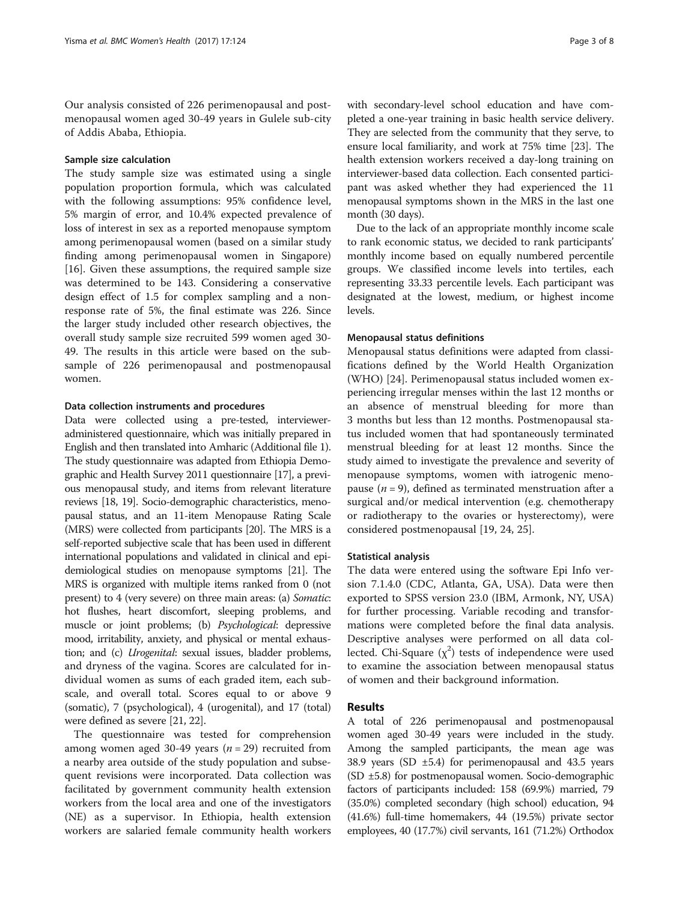Our analysis consisted of 226 perimenopausal and postmenopausal women aged 30-49 years in Gulele sub-city of Addis Ababa, Ethiopia.

### Sample size calculation

The study sample size was estimated using a single population proportion formula, which was calculated with the following assumptions: 95% confidence level, 5% margin of error, and 10.4% expected prevalence of loss of interest in sex as a reported menopause symptom among perimenopausal women (based on a similar study finding among perimenopausal women in Singapore) [16]. Given these assumptions, the required sample size was determined to be 143. Considering a conservative design effect of 1.5 for complex sampling and a non-response rate of 5%, the final estimate was 226. Since the larger study included other research objectives, the overall study sample size recruited 599 women aged 30-49. The results in this article were based on the sub-sample of 226 perimenopausal and postmenopausal women.

### Data collection instruments and procedures

Data were collected using a pre-tested, interviewer-administered questionnaire, which was initially prepared in English and then translated into Amharic (Additional file 1). The study questionnaire was adapted from Ethiopia Demographic and Health Survey 2011 questionnaire [17], a previous menopausal study, and items from relevant literature reviews [18, 19]. Socio-demographic characteristics, menopausal status, and an 11-item Menopause Rating Scale (MRS) were collected from participants [20]. The MRS is a self-reported subjective scale that has been used in different international populations and validated in clinical and epidemiological studies on menopause symptoms [21]. The MRS is organized with multiple items ranked from 0 (not present) to 4 (very severe) on three main areas: (a) *Somatic*: hot flushes, heart discomfort, sleeping problems, and muscle or joint problems; (b) *Psychological*: depressive mood, irritability, anxiety, and physical or mental exhaustion; and (c) *Urogenital*: sexual issues, bladder problems, and dryness of the vagina. Scores are calculated for individual women as sums of each graded item, each subscale, and overall total. Scores equal to or above 9 (somatic), 7 (psychological), 4 (urogenital), and 17 (total) were defined as severe [21, 22].

The questionnaire was tested for comprehension among women aged 30-49 years ($n = 29$) recruited from a nearby area outside of the study population and subsequent revisions were incorporated. Data collection was facilitated by government community health extension workers from the local area and one of the investigators (NE) as a supervisor. In Ethiopia, health extension workers are salaried female community health workers with secondary-level school education and have completed a one-year training in basic health service delivery. They are selected from the community that they serve, to ensure local familiarity, and work at 75% time [23]. The health extension workers received a day-long training on interviewer-based data collection. Each consented participant was asked whether they had experienced the 11 menopausal symptoms shown in the MRS in the last one month (30 days).

Due to the lack of an appropriate monthly income scale to rank economic status, we decided to rank participants' monthly income based on equally numbered percentile groups. We classified income levels into tertiles, each representing 33.33 percentile levels. Each participant was designated at the lowest, medium, or highest income levels.

### Menopausal status definitions

Menopausal status definitions were adapted from classifications defined by the World Health Organization (WHO) [24]. Perimenopausal status included women experiencing irregular menses within the last 12 months or an absence of menstrual bleeding for more than 3 months but less than 12 months. Postmenopausal status included women that had spontaneously terminated menstrual bleeding for at least 12 months. Since the study aimed to investigate the prevalence and severity of menopause symptoms, women with iatrogenic menopause ($n = 9$), defined as terminated menstruation after a surgical and/or medical intervention (e.g. chemotherapy or radiotherapy to the ovaries or hysterectomy), were considered postmenopausal [19, 24, 25].

### Statistical analysis

The data were entered using the software Epi Info version 7.1.4.0 (CDC, Atlanta, GA, USA). Data were then exported to SPSS version 23.0 (IBM, Armonk, NY, USA) for further processing. Variable recoding and transformations were completed before the final data analysis. Descriptive analyses were performed on all data collected. Chi-Square ($\chi^2$) tests of independence were used to examine the association between menopausal status of women and their background information.

## Results

A total of 226 perimenopausal and postmenopausal women aged 30-49 years were included in the study. Among the sampled participants, the mean age was 38.9 years (SD ±5.4) for perimenopausal and 43.5 years (SD ±5.8) for postmenopausal women. Socio-demographic factors of participants included: 158 (69.9%) married, 79 (35.0%) completed secondary (high school) education, 94 (41.6%) full-time homemakers, 44 (19.5%) private sector employees, 40 (17.7%) civil servants, 161 (71.2%) Orthodox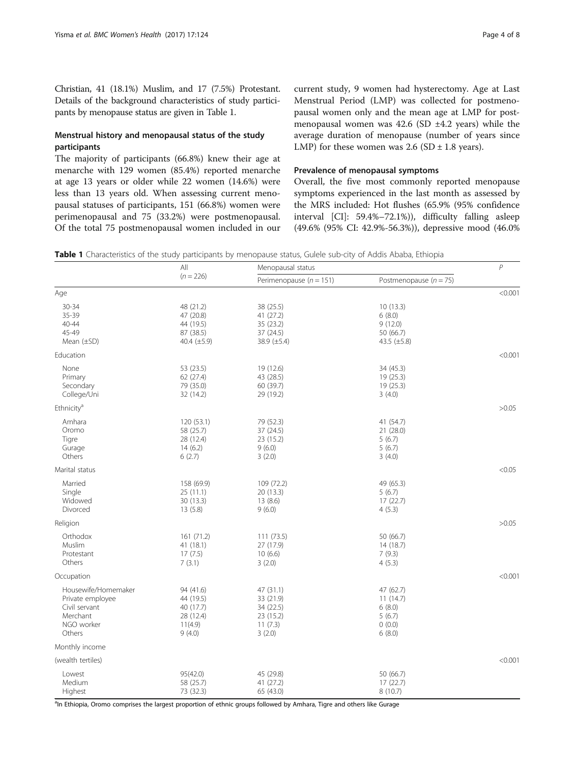Christian, 41 (18.1%) Muslim, and 17 (7.5%) Protestant. Details of the background characteristics of study participants by menopause status are given in Table 1.

## Menstrual history and menopausal status of the study participants

The majority of participants (66.8%) knew their age at menarche with 129 women (85.4%) reported menarche at age 13 years or older while 22 women (14.6%) were less than 13 years old. When assessing current menopausal statuses of participants, 151 (66.8%) women were perimenopausal and 75 (33.2%) were postmenopausal. Of the total 75 postmenopausal women included in our current study, 9 women had hysterectomy. Age at Last Menstrual Period (LMP) was collected for postmenopausal women only and the mean age at LMP for postmenopausal women was 42.6 (SD ±4.2 years) while the average duration of menopause (number of years since LMP) for these women was 2.6 (SD ± 1.8 years).

## Prevalence of menopausal symptoms

Overall, the five most commonly reported menopause symptoms experienced in the last month as assessed by the MRS included: Hot flushes (65.9% (95% confidence interval [CI]: 59.4%–72.1%)), difficulty falling asleep (49.6% (95% CI: 42.9%-56.3%)), depressive mood (46.0%

**Table 1** Characteristics of the study participants by menopause status, Gulele sub-city of Addis Ababa, Ethiopia

| | All ($n$ = 226) | Menopausal status | | $P$ |
|---|---|---|---|---|
| | | Perimenopause ($n$ = 151) | Postmenopause ($n$ = 75) | |
| Age | | | | <0.001 |
| 30-34 | 48 (21.2) | 38 (25.5) | 10 (13.3) | |
| 35-39 | 47 (20.8) | 41 (27.2) | 6 (8.0) | |
| 40-44 | 44 (19.5) | 35 (23.2) | 9 (12.0) | |
| 45-49 | 87 (38.5) | 37 (24.5) | 50 (66.7) | |
| Mean (±SD) | 40.4 (±5.9) | 38.9 (±5.4) | 43.5 (±5.8) | |
| Education | | | | <0.001 |
| None | 53 (23.5) | 19 (12.6) | 34 (45.3) | |
| Primary | 62 (27.4) | 43 (28.5) | 19 (25.3) | |
| Secondary | 79 (35.0) | 60 (39.7) | 19 (25.3) | |
| College/Uni | 32 (14.2) | 29 (19.2) | 3 (4.0) | |
| Ethnicity[a] | | | | >0.05 |
| Amhara | 120 (53.1) | 79 (52.3) | 41 (54.7) | |
| Oromo | 58 (25.7) | 37 (24.5) | 21 (28.0) | |
| Tigre | 28 (12.4) | 23 (15.2) | 5 (6.7) | |
| Gurage | 14 (6.2) | 9 (6.0) | 5 (6.7) | |
| Others | 6 (2.7) | 3 (2.0) | 3 (4.0) | |
| Marital status | | | | <0.05 |
| Married | 158 (69.9) | 109 (72.2) | 49 (65.3) | |
| Single | 25 (11.1) | 20 (13.3) | 5 (6.7) | |
| Widowed | 30 (13.3) | 13 (8.6) | 17 (22.7) | |
| Divorced | 13 (5.8) | 9 (6.0) | 4 (5.3) | |
| Religion | | | | >0.05 |
| Orthodox | 161 (71.2) | 111 (73.5) | 50 (66.7) | |
| Muslim | 41 (18.1) | 27 (17.9) | 14 (18.7) | |
| Protestant | 17 (7.5) | 10 (6.6) | 7 (9.3) | |
| Others | 7 (3.1) | 3 (2.0) | 4 (5.3) | |
| Occupation | | | | <0.001 |
| Housewife/Homemaker | 94 (41.6) | 47 (31.1) | 47 (62.7) | |
| Private employee | 44 (19.5) | 33 (21.9) | 11 (14.7) | |
| Civil servant | 40 (17.7) | 34 (22.5) | 6 (8.0) | |
| Merchant | 28 (12.4) | 23 (15.2) | 5 (6.7) | |
| NGO worker | 11(4.9) | 11 (7.3) | 0 (0.0) | |
| Others | 9 (4.0) | 3 (2.0) | 6 (8.0) | |
| Monthly income (wealth tertiles) | | | | <0.001 |
| Lowest | 95(42.0) | 45 (29.8) | 50 (66.7) | |
| Medium | 58 (25.7) | 41 (27.2) | 17 (22.7) | |
| Highest | 73 (32.3) | 65 (43.0) | 8 (10.7) | |

[a]In Ethiopia, Oromo comprises the largest proportion of ethnic groups followed by Amhara, Tigre and others like Gurage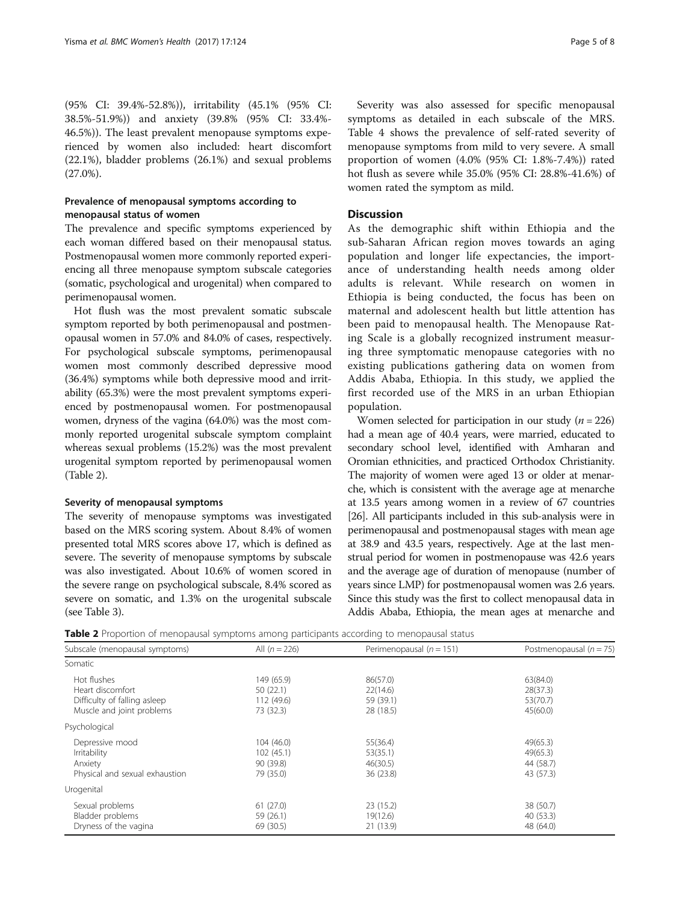(95% CI: 39.4%-52.8%)), irritability (45.1% (95% CI: 38.5%-51.9%)) and anxiety (39.8% (95% CI: 33.4%-46.5%)). The least prevalent menopause symptoms experienced by women also included: heart discomfort (22.1%), bladder problems (26.1%) and sexual problems (27.0%).

### Prevalence of menopausal symptoms according to menopausal status of women

The prevalence and specific symptoms experienced by each woman differed based on their menopausal status. Postmenopausal women more commonly reported experiencing all three menopause symptom subscale categories (somatic, psychological and urogenital) when compared to perimenopausal women.

Hot flush was the most prevalent somatic subscale symptom reported by both perimenopausal and postmenopausal women in 57.0% and 84.0% of cases, respectively. For psychological subscale symptoms, perimenopausal women most commonly described depressive mood (36.4%) symptoms while both depressive mood and irritability (65.3%) were the most prevalent symptoms experienced by postmenopausal women. For postmenopausal women, dryness of the vagina (64.0%) was the most commonly reported urogenital subscale symptom complaint whereas sexual problems (15.2%) was the most prevalent urogenital symptom reported by perimenopausal women (Table 2).

### Severity of menopausal symptoms

The severity of menopause symptoms was investigated based on the MRS scoring system. About 8.4% of women presented total MRS scores above 17, which is defined as severe. The severity of menopause symptoms by subscale was also investigated. About 10.6% of women scored in the severe range on psychological subscale, 8.4% scored as severe on somatic, and 1.3% on the urogenital subscale (see Table 3).

Severity was also assessed for specific menopausal symptoms as detailed in each subscale of the MRS. Table 4 shows the prevalence of self-rated severity of menopause symptoms from mild to very severe. A small proportion of women (4.0% (95% CI: 1.8%-7.4%)) rated hot flush as severe while 35.0% (95% CI: 28.8%-41.6%) of women rated the symptom as mild.

## Discussion

As the demographic shift within Ethiopia and the sub-Saharan African region moves towards an aging population and longer life expectancies, the importance of understanding health needs among older adults is relevant. While research on women in Ethiopia is being conducted, the focus has been on maternal and adolescent health but little attention has been paid to menopausal health. The Menopause Rating Scale is a globally recognized instrument measuring three symptomatic menopause categories with no existing publications gathering data on women from Addis Ababa, Ethiopia. In this study, we applied the first recorded use of the MRS in an urban Ethiopian population.

Women selected for participation in our study ($n = 226$) had a mean age of 40.4 years, were married, educated to secondary school level, identified with Amharan and Oromian ethnicities, and practiced Orthodox Christianity. The majority of women were aged 13 or older at menarche, which is consistent with the average age at menarche at 13.5 years among women in a review of 67 countries [26]. All participants included in this sub-analysis were in perimenopausal and postmenopausal stages with mean age at 38.9 and 43.5 years, respectively. Age at the last menstrual period for women in postmenopause was 42.6 years and the average age of duration of menopause (number of years since LMP) for postmenopausal women was 2.6 years. Since this study was the first to collect menopausal data in Addis Ababa, Ethiopia, the mean ages at menarche and

**Table 2** Proportion of menopausal symptoms among participants according to menopausal status

| Subscale (menopausal symptoms) | All ($n = 226$) | Perimenopausal ($n = 151$) | Postmenopausal ($n = 75$) |
|---|---|---|---|
| Somatic | | | |
| Hot flushes | 149 (65.9) | 86(57.0) | 63(84.0) |
| Heart discomfort | 50 (22.1) | 22(14.6) | 28(37.3) |
| Difficulty of falling asleep | 112 (49.6) | 59 (39.1) | 53(70.7) |
| Muscle and joint problems | 73 (32.3) | 28 (18.5) | 45(60.0) |
| Psychological | | | |
| Depressive mood | 104 (46.0) | 55(36.4) | 49(65.3) |
| Irritability | 102 (45.1) | 53(35.1) | 49(65.3) |
| Anxiety | 90 (39.8) | 46(30.5) | 44 (58.7) |
| Physical and sexual exhaustion | 79 (35.0) | 36 (23.8) | 43 (57.3) |
| Urogenital | | | |
| Sexual problems | 61 (27.0) | 23 (15.2) | 38 (50.7) |
| Bladder problems | 59 (26.1) | 19(12.6) | 40 (53.3) |
| Dryness of the vagina | 69 (30.5) | 21 (13.9) | 48 (64.0) |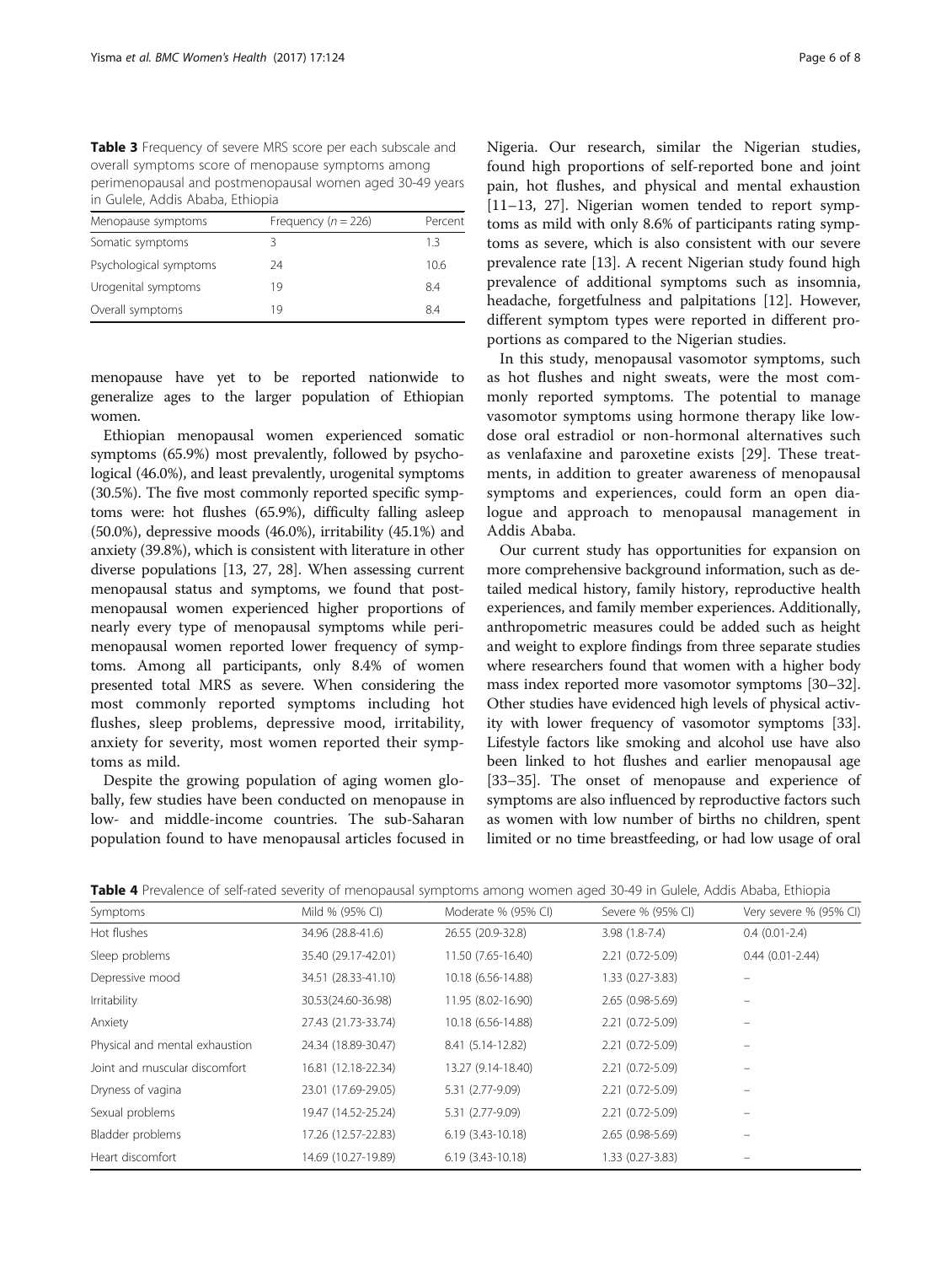**Table 3** Frequency of severe MRS score per each subscale and overall symptoms score of menopause symptoms among perimenopausal and postmenopausal women aged 30-49 years in Gulele, Addis Ababa, Ethiopia

| Menopause symptoms | Frequency (n = 226) | Percent |
|---|---|---|
| Somatic symptoms | 3 | 1.3 |
| Psychological symptoms | 24 | 10.6 |
| Urogenital symptoms | 19 | 8.4 |
| Overall symptoms | 19 | 8.4 |

menopause have yet to be reported nationwide to generalize ages to the larger population of Ethiopian women.

Ethiopian menopausal women experienced somatic symptoms (65.9%) most prevalently, followed by psychological (46.0%), and least prevalently, urogenital symptoms (30.5%). The five most commonly reported specific symptoms were: hot flushes (65.9%), difficulty falling asleep (50.0%), depressive moods (46.0%), irritability (45.1%) and anxiety (39.8%), which is consistent with literature in other diverse populations [13, 27, 28]. When assessing current menopausal status and symptoms, we found that postmenopausal women experienced higher proportions of nearly every type of menopausal symptoms while perimenopausal women reported lower frequency of symptoms. Among all participants, only 8.4% of women presented total MRS as severe. When considering the most commonly reported symptoms including hot flushes, sleep problems, depressive mood, irritability, anxiety for severity, most women reported their symptoms as mild.

Despite the growing population of aging women globally, few studies have been conducted on menopause in low- and middle-income countries. The sub-Saharan population found to have menopausal articles focused in Nigeria. Our research, similar the Nigerian studies, found high proportions of self-reported bone and joint pain, hot flushes, and physical and mental exhaustion [11–13, 27]. Nigerian women tended to report symptoms as mild with only 8.6% of participants rating symptoms as severe, which is also consistent with our severe prevalence rate [13]. A recent Nigerian study found high prevalence of additional symptoms such as insomnia, headache, forgetfulness and palpitations [12]. However, different symptom types were reported in different proportions as compared to the Nigerian studies.

In this study, menopausal vasomotor symptoms, such as hot flushes and night sweats, were the most commonly reported symptoms. The potential to manage vasomotor symptoms using hormone therapy like low-dose oral estradiol or non-hormonal alternatives such as venlafaxine and paroxetine exists [29]. These treatments, in addition to greater awareness of menopausal symptoms and experiences, could form an open dialogue and approach to menopausal management in Addis Ababa.

Our current study has opportunities for expansion on more comprehensive background information, such as detailed medical history, family history, reproductive health experiences, and family member experiences. Additionally, anthropometric measures could be added such as height and weight to explore findings from three separate studies where researchers found that women with a higher body mass index reported more vasomotor symptoms [30–32]. Other studies have evidenced high levels of physical activity with lower frequency of vasomotor symptoms [33]. Lifestyle factors like smoking and alcohol use have also been linked to hot flushes and earlier menopausal age [33–35]. The onset of menopause and experience of symptoms are also influenced by reproductive factors such as women with low number of births no children, spent limited or no time breastfeeding, or had low usage of oral

**Table 4** Prevalence of self-rated severity of menopausal symptoms among women aged 30-49 in Gulele, Addis Ababa, Ethiopia

| Symptoms | Mild % (95% CI) | Moderate % (95% CI) | Severe % (95% CI) | Very severe % (95% CI) |
|---|---|---|---|---|
| Hot flushes | 34.96 (28.8-41.6) | 26.55 (20.9-32.8) | 3.98 (1.8-7.4) | 0.4 (0.01-2.4) |
| Sleep problems | 35.40 (29.17-42.01) | 11.50 (7.65-16.40) | 2.21 (0.72-5.09) | 0.44 (0.01-2.44) |
| Depressive mood | 34.51 (28.33-41.10) | 10.18 (6.56-14.88) | 1.33 (0.27-3.83) | – |
| Irritability | 30.53(24.60-36.98) | 11.95 (8.02-16.90) | 2.65 (0.98-5.69) | – |
| Anxiety | 27.43 (21.73-33.74) | 10.18 (6.56-14.88) | 2.21 (0.72-5.09) | – |
| Physical and mental exhaustion | 24.34 (18.89-30.47) | 8.41 (5.14-12.82) | 2.21 (0.72-5.09) | – |
| Joint and muscular discomfort | 16.81 (12.18-22.34) | 13.27 (9.14-18.40) | 2.21 (0.72-5.09) | – |
| Dryness of vagina | 23.01 (17.69-29.05) | 5.31 (2.77-9.09) | 2.21 (0.72-5.09) | – |
| Sexual problems | 19.47 (14.52-25.24) | 5.31 (2.77-9.09) | 2.21 (0.72-5.09) | – |
| Bladder problems | 17.26 (12.57-22.83) | 6.19 (3.43-10.18) | 2.65 (0.98-5.69) | – |
| Heart discomfort | 14.69 (10.27-19.89) | 6.19 (3.43-10.18) | 1.33 (0.27-3.83) | – |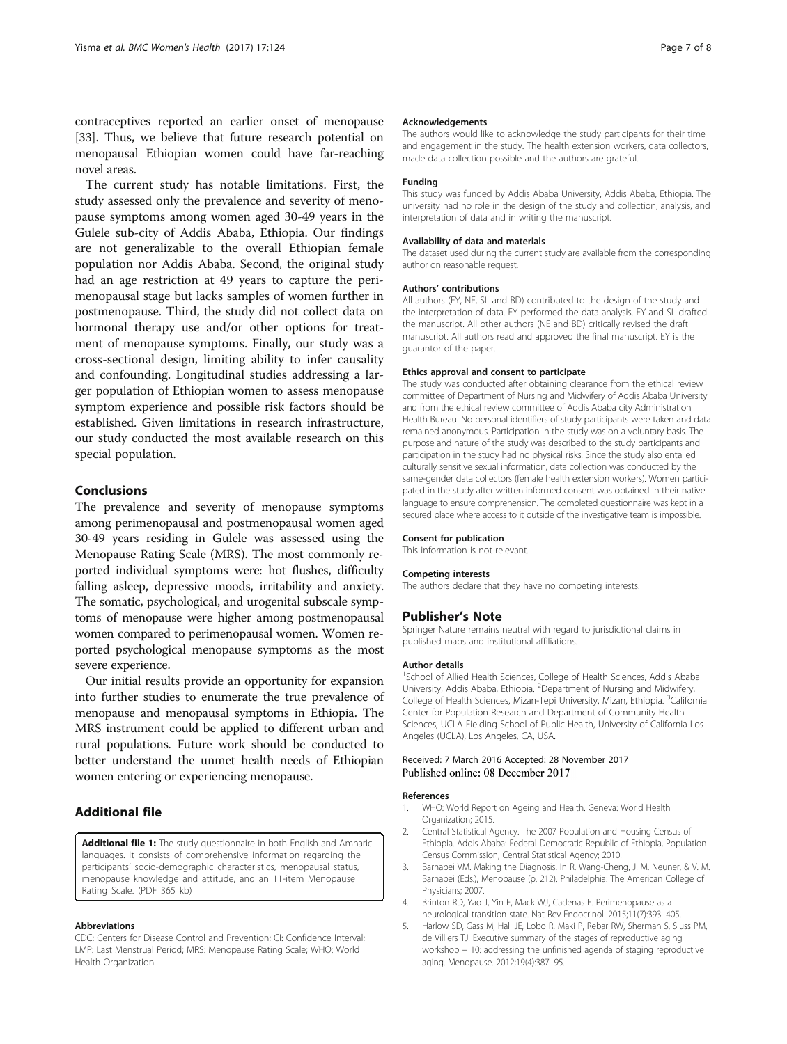contraceptives reported an earlier onset of menopause [33]. Thus, we believe that future research potential on menopausal Ethiopian women could have far-reaching novel areas.

The current study has notable limitations. First, the study assessed only the prevalence and severity of menopause symptoms among women aged 30-49 years in the Gulele sub-city of Addis Ababa, Ethiopia. Our findings are not generalizable to the overall Ethiopian female population nor Addis Ababa. Second, the original study had an age restriction at 49 years to capture the perimenopausal stage but lacks samples of women further in postmenopause. Third, the study did not collect data on hormonal therapy use and/or other options for treatment of menopause symptoms. Finally, our study was a cross-sectional design, limiting ability to infer causality and confounding. Longitudinal studies addressing a larger population of Ethiopian women to assess menopause symptom experience and possible risk factors should be established. Given limitations in research infrastructure, our study conducted the most available research on this special population.

## Conclusions

The prevalence and severity of menopause symptoms among perimenopausal and postmenopausal women aged 30-49 years residing in Gulele was assessed using the Menopause Rating Scale (MRS). The most commonly reported individual symptoms were: hot flushes, difficulty falling asleep, depressive moods, irritability and anxiety. The somatic, psychological, and urogenital subscale symptoms of menopause were higher among postmenopausal women compared to perimenopausal women. Women reported psychological menopause symptoms as the most severe experience.

Our initial results provide an opportunity for expansion into further studies to enumerate the true prevalence of menopause and menopausal symptoms in Ethiopia. The MRS instrument could be applied to different urban and rural populations. Future work should be conducted to better understand the unmet health needs of Ethiopian women entering or experiencing menopause.

## Additional file

**Additional file 1:** The study questionnaire in both English and Amharic languages. It consists of comprehensive information regarding the participants' socio-demographic characteristics, menopausal status, menopause knowledge and attitude, and an 11-item Menopause Rating Scale. (PDF 365 kb)

#### Abbreviations

CDC: Centers for Disease Control and Prevention; CI: Confidence Interval; LMP: Last Menstrual Period; MRS: Menopause Rating Scale; WHO: World Health Organization

#### Acknowledgements

The authors would like to acknowledge the study participants for their time and engagement in the study. The health extension workers, data collectors, made data collection possible and the authors are grateful.

#### Funding

This study was funded by Addis Ababa University, Addis Ababa, Ethiopia. The university had no role in the design of the study and collection, analysis, and interpretation of data and in writing the manuscript.

#### Availability of data and materials

The dataset used during the current study are available from the corresponding author on reasonable request.

#### Authors' contributions

All authors (EY, NE, SL and BD) contributed to the design of the study and the interpretation of data. EY performed the data analysis. EY and SL drafted the manuscript. All other authors (NE and BD) critically revised the draft manuscript. All authors read and approved the final manuscript. EY is the guarantor of the paper.

#### Ethics approval and consent to participate

The study was conducted after obtaining clearance from the ethical review committee of Department of Nursing and Midwifery of Addis Ababa University and from the ethical review committee of Addis Ababa city Administration Health Bureau. No personal identifiers of study participants were taken and data remained anonymous. Participation in the study was on a voluntary basis. The purpose and nature of the study was described to the study participants and participation in the study had no physical risks. Since the study also entailed culturally sensitive sexual information, data collection was conducted by the same-gender data collectors (female health extension workers). Women participated in the study after written informed consent was obtained in their native language to ensure comprehension. The completed questionnaire was kept in a secured place where access to it outside of the investigative team is impossible.

#### Consent for publication

This information is not relevant.

#### Competing interests

The authors declare that they have no competing interests.

### Publisher's Note

Springer Nature remains neutral with regard to jurisdictional claims in published maps and institutional affiliations.

#### Author details

[1]School of Allied Health Sciences, College of Health Sciences, Addis Ababa University, Addis Ababa, Ethiopia. [2]Department of Nursing and Midwifery, College of Health Sciences, Mizan-Tepi University, Mizan, Ethiopia. [3]California Center for Population Research and Department of Community Health Sciences, UCLA Fielding School of Public Health, University of California Los Angeles (UCLA), Los Angeles, CA, USA.

Received: 7 March 2016 Accepted: 28 November 2017
Published online: 08 December 2017

#### References

1. WHO: World Report on Ageing and Health. Geneva: World Health Organization; 2015.
2. Central Statistical Agency. The 2007 Population and Housing Census of Ethiopia. Addis Ababa: Federal Democratic Republic of Ethiopia, Population Census Commission, Central Statistical Agency; 2010.
3. Barnabei VM. Making the Diagnosis. In R. Wang-Cheng, J. M. Neuner, & V. M. Barnabei (Eds.), Menopause (p. 212). Philadelphia: The American College of Physicians; 2007.
4. Brinton RD, Yao J, Yin F, Mack WJ, Cadenas E. Perimenopause as a neurological transition state. Nat Rev Endocrinol. 2015;11(7):393–405.
5. Harlow SD, Gass M, Hall JE, Lobo R, Maki P, Rebar RW, Sherman S, Sluss PM, de Villiers TJ. Executive summary of the stages of reproductive aging workshop + 10: addressing the unfinished agenda of staging reproductive aging. Menopause. 2012;19(4):387–95.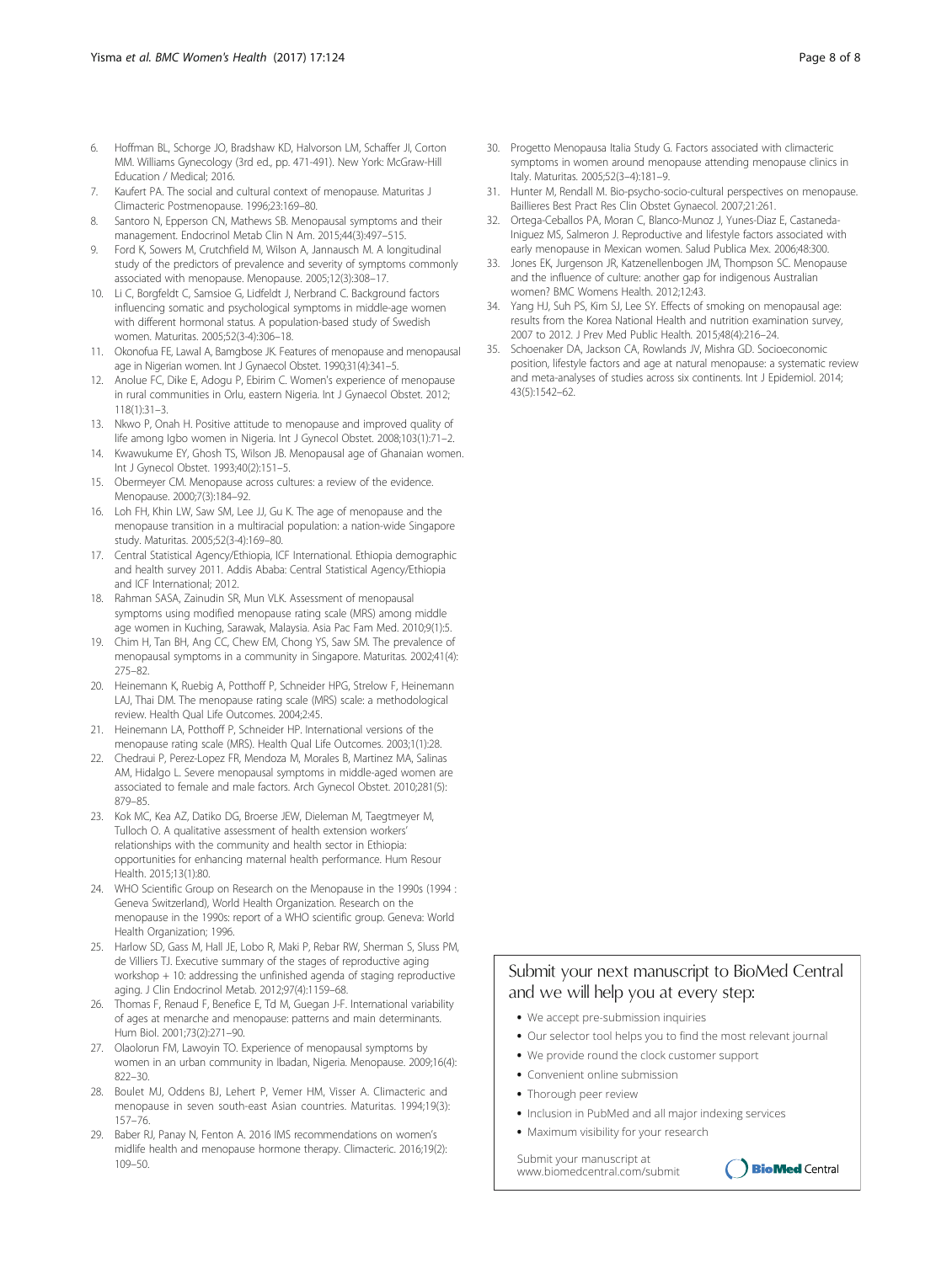6. Hoffman BL, Schorge JO, Bradshaw KD, Halvorson LM, Schaffer JI, Corton MM. Williams Gynecology (3rd ed., pp. 471-491). New York: McGraw-Hill Education / Medical; 2016.
7. Kaufert PA. The social and cultural context of menopause. Maturitas J Climacteric Postmenopause. 1996;23:169–80.
8. Santoro N, Epperson CN, Mathews SB. Menopausal symptoms and their management. Endocrinol Metab Clin N Am. 2015;44(3):497–515.
9. Ford K, Sowers M, Crutchfield M, Wilson A, Jannausch M. A longitudinal study of the predictors of prevalence and severity of symptoms commonly associated with menopause. Menopause. 2005;12(3):308–17.
10. Li C, Borgfeldt C, Samsioe G, Lidfeldt J, Nerbrand C. Background factors influencing somatic and psychological symptoms in middle-age women with different hormonal status. A population-based study of Swedish women. Maturitas. 2005;52(3-4):306–18.
11. Okonofua FE, Lawal A, Bamgbose JK. Features of menopause and menopausal age in Nigerian women. Int J Gynaecol Obstet. 1990;31(4):341–5.
12. Anolue FC, Dike E, Adogu P, Ebirim C. Women's experience of menopause in rural communities in Orlu, eastern Nigeria. Int J Gynaecol Obstet. 2012; 118(1):31–3.
13. Nkwo P, Onah H. Positive attitude to menopause and improved quality of life among Igbo women in Nigeria. Int J Gynecol Obstet. 2008;103(1):71–2.
14. Kwawukume EY, Ghosh TS, Wilson JB. Menopausal age of Ghanaian women. Int J Gynecol Obstet. 1993;40(2):151–5.
15. Obermeyer CM. Menopause across cultures: a review of the evidence. Menopause. 2000;7(3):184–92.
16. Loh FH, Khin LW, Saw SM, Lee JJ, Gu K. The age of menopause and the menopause transition in a multiracial population: a nation-wide Singapore study. Maturitas. 2005;52(3-4):169–80.
17. Central Statistical Agency/Ethiopia, ICF International. Ethiopia demographic and health survey 2011. Addis Ababa: Central Statistical Agency/Ethiopia and ICF International; 2012.
18. Rahman SASA, Zainudin SR, Mun VLK. Assessment of menopausal symptoms using modified menopause rating scale (MRS) among middle age women in Kuching, Sarawak, Malaysia. Asia Pac Fam Med. 2010;9(1):5.
19. Chim H, Tan BH, Ang CC, Chew EM, Chong YS, Saw SM. The prevalence of menopausal symptoms in a community in Singapore. Maturitas. 2002;41(4): 275–82.
20. Heinemann K, Ruebig A, Potthoff P, Schneider HPG, Strelow F, Heinemann LAJ, Thai DM. The menopause rating scale (MRS) scale: a methodological review. Health Qual Life Outcomes. 2004;2:45.
21. Heinemann LA, Potthoff P, Schneider HP. International versions of the menopause rating scale (MRS). Health Qual Life Outcomes. 2003;1(1):28.
22. Chedraui P, Perez-Lopez FR, Mendoza M, Morales B, Martinez MA, Salinas AM, Hidalgo L. Severe menopausal symptoms in middle-aged women are associated to female and male factors. Arch Gynecol Obstet. 2010;281(5): 879–85.
23. Kok MC, Kea AZ, Datiko DG, Broerse JEW, Dieleman M, Taegtmeyer M, Tulloch O. A qualitative assessment of health extension workers' relationships with the community and health sector in Ethiopia: opportunities for enhancing maternal health performance. Hum Resour Health. 2015;13(1):80.
24. WHO Scientific Group on Research on the Menopause in the 1990s (1994 : Geneva Switzerland), World Health Organization. Research on the menopause in the 1990s: report of a WHO scientific group. Geneva: World Health Organization; 1996.
25. Harlow SD, Gass M, Hall JE, Lobo R, Maki P, Rebar RW, Sherman S, Sluss PM, de Villiers TJ. Executive summary of the stages of reproductive aging workshop + 10: addressing the unfinished agenda of staging reproductive aging. J Clin Endocrinol Metab. 2012;97(4):1159–68.
26. Thomas F, Renaud F, Benefice E, Td M, Guegan J-F. International variability of ages at menarche and menopause: patterns and main determinants. Hum Biol. 2001;73(2):271–90.
27. Olaolorun FM, Lawoyin TO. Experience of menopausal symptoms by women in an urban community in Ibadan, Nigeria. Menopause. 2009;16(4): 822–30.
28. Boulet MJ, Oddens BJ, Lehert P, Vemer HM, Visser A. Climacteric and menopause in seven south-east Asian countries. Maturitas. 1994;19(3): 157–76.
29. Baber RJ, Panay N, Fenton A. 2016 IMS recommendations on women's midlife health and menopause hormone therapy. Climacteric. 2016;19(2): 109–50.
30. Progetto Menopausa Italia Study G. Factors associated with climacteric symptoms in women around menopause attending menopause clinics in Italy. Maturitas. 2005;52(3–4):181–9.
31. Hunter M, Rendall M. Bio-psycho-socio-cultural perspectives on menopause. Baillieres Best Pract Res Clin Obstet Gynaecol. 2007;21:261.
32. Ortega-Ceballos PA, Moran C, Blanco-Munoz J, Yunes-Diaz E, Castaneda-Iniguez MS, Salmeron J. Reproductive and lifestyle factors associated with early menopause in Mexican women. Salud Publica Mex. 2006;48:300.
33. Jones EK, Jurgenson JR, Katzenellenbogen JM, Thompson SC. Menopause and the influence of culture: another gap for indigenous Australian women? BMC Womens Health. 2012;12:43.
34. Yang HJ, Suh PS, Kim SJ, Lee SY. Effects of smoking on menopausal age: results from the Korea National Health and nutrition examination survey, 2007 to 2012. J Prev Med Public Health. 2015;48(4):216–24.
35. Schoenaker DA, Jackson CA, Rowlands JV, Mishra GD. Socioeconomic position, lifestyle factors and age at natural menopause: a systematic review and meta-analyses of studies across six continents. Int J Epidemiol. 2014; 43(5):1542–62.

Submit your next manuscript to BioMed Central and we will help you at every step:

- We accept pre-submission inquiries
- Our selector tool helps you to find the most relevant journal
- We provide round the clock customer support
- Convenient online submission
- Thorough peer review
- Inclusion in PubMed and all major indexing services
- Maximum visibility for your research

Submit your manuscript at
www.biomedcentral.com/submit

BioMed Central